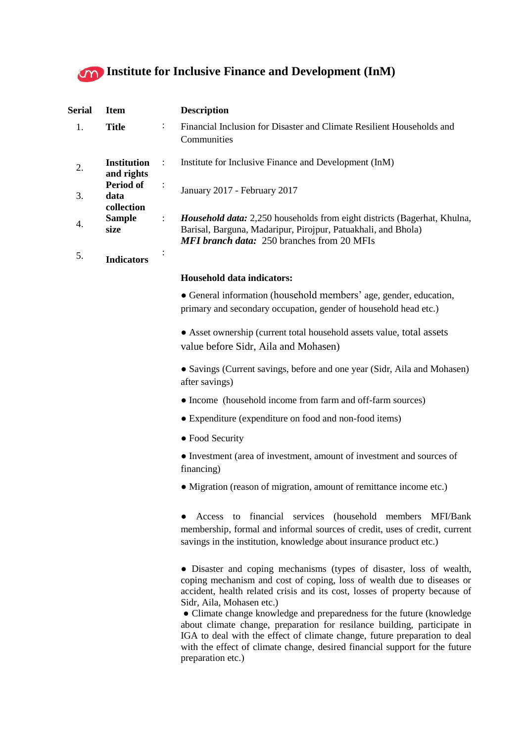# Institute for Inclusive Finance and Development (InM)

| Serial | Item | | Description |
|---|---|---|---|
| 1. | **Title** | : | Financial Inclusion for Disaster and Climate Resilient Households and Communities |
| 2. | **Institution and rights** | : | Institute for Inclusive Finance and Development (InM) |
| 3. | **Period of data collection** | : | January 2017 - February 2017 |
| 4. | **Sample size** | : | ***Household data:*** 2,250 households from eight districts (Bagerhat, Khulna, Barisal, Barguna, Madaripur, Pirojpur, Patuakhali, and Bhola)<br>***MFI branch data:*** 250 branches from 20 MFIs |
| 5. | **Indicators** | : | |

**Household data indicators:**

- General information (household members' age, gender, education, primary and secondary occupation, gender of household head etc.)
- Asset ownership (current total household assets value, total assets value before Sidr, Aila and Mohasen)
- Savings (Current savings, before and one year (Sidr, Aila and Mohasen) after savings)
- Income (household income from farm and off-farm sources)
- Expenditure (expenditure on food and non-food items)
- Food Security
- Investment (area of investment, amount of investment and sources of financing)
- Migration (reason of migration, amount of remittance income etc.)
- Access to financial services (household members MFI/Bank membership, formal and informal sources of credit, uses of credit, current savings in the institution, knowledge about insurance product etc.)
- Disaster and coping mechanisms (types of disaster, loss of wealth, coping mechanism and cost of coping, loss of wealth due to diseases or accident, health related crisis and its cost, losses of property because of Sidr, Aila, Mohasen etc.)
- Climate change knowledge and preparedness for the future (knowledge about climate change, preparation for resilance building, participate in IGA to deal with the effect of climate change, future preparation to deal with the effect of climate change, desired financial support for the future preparation etc.)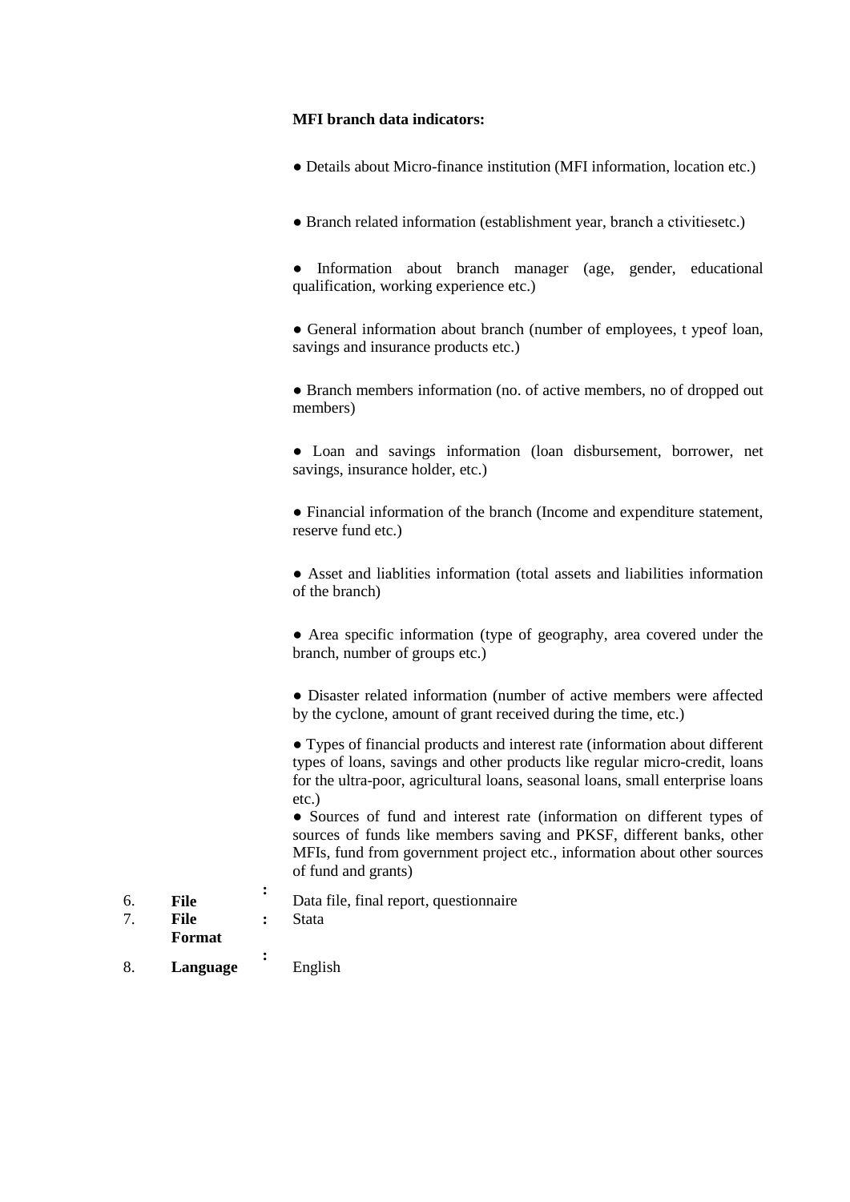**MFI branch data indicators:**

- Details about Micro-finance institution (MFI information, location etc.)
- Branch related information (establishment year, branch a ctivitiesetc.)
- Information about branch manager (age, gender, educational qualification, working experience etc.)
- General information about branch (number of employees, t ypeof loan, savings and insurance products etc.)
- Branch members information (no. of active members, no of dropped out members)
- Loan and savings information (loan disbursement, borrower, net savings, insurance holder, etc.)
- Financial information of the branch (Income and expenditure statement, reserve fund etc.)
- Asset and liablities information (total assets and liabilities information of the branch)
- Area specific information (type of geography, area covered under the branch, number of groups etc.)
- Disaster related information (number of active members were affected by the cyclone, amount of grant received during the time, etc.)
- Types of financial products and interest rate (information about different types of loans, savings and other products like regular micro-credit, loans for the ultra-poor, agricultural loans, seasonal loans, small enterprise loans etc.)
- Sources of fund and interest rate (information on different types of sources of funds like members saving and PKSF, different banks, other MFIs, fund from government project etc., information about other sources of fund and grants)

| | | | |
|---|---|---|---|
| 6. | **File** | : | Data file, final report, questionnaire |
| 7. | **File Format** | : | Stata |
| 8. | **Language** | : | English |